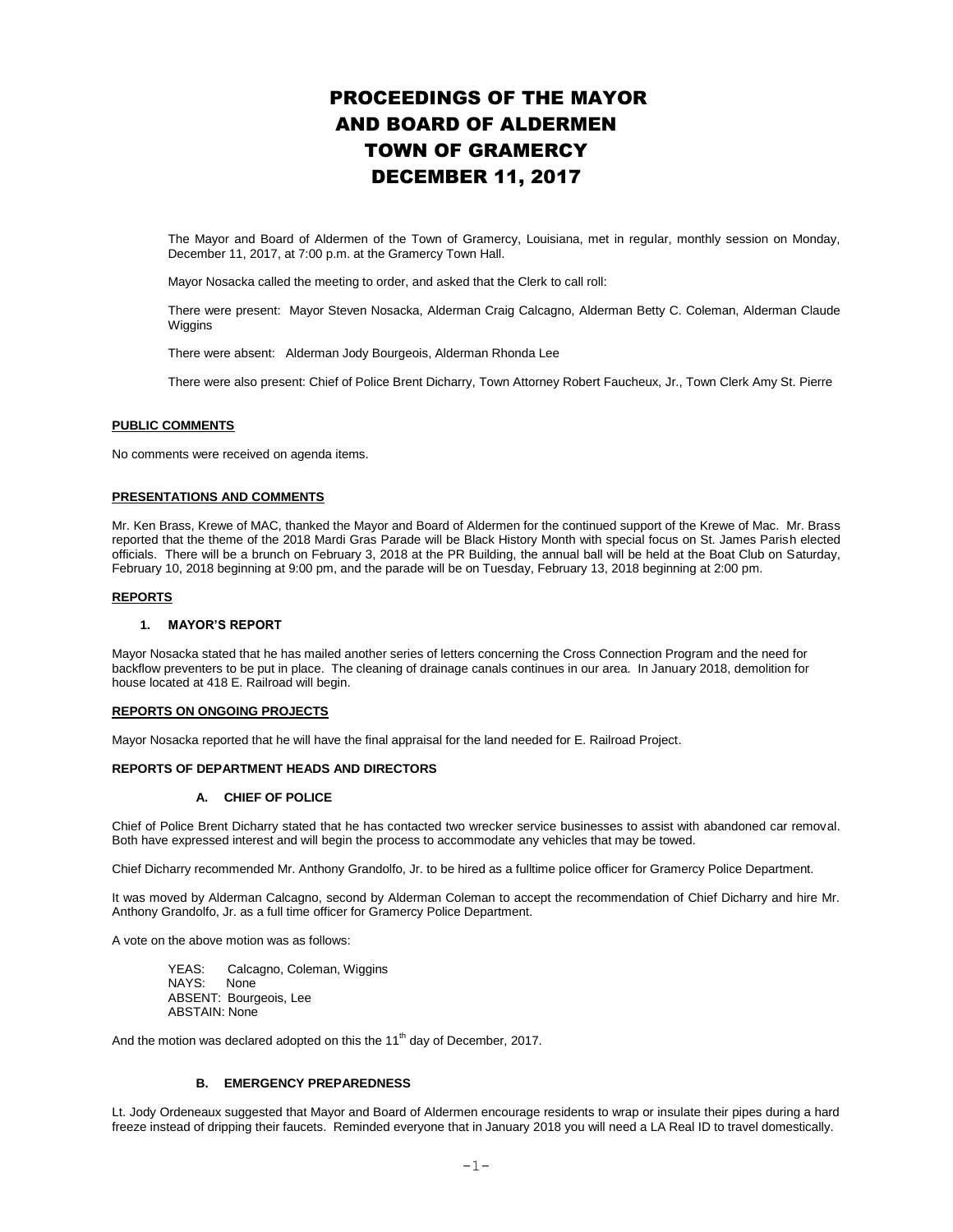# PROCEEDINGS OF THE MAYOR AND BOARD OF ALDERMEN TOWN OF GRAMERCY DECEMBER 11, 2017

The Mayor and Board of Aldermen of the Town of Gramercy, Louisiana, met in regular, monthly session on Monday, December 11, 2017, at 7:00 p.m. at the Gramercy Town Hall.

Mayor Nosacka called the meeting to order, and asked that the Clerk to call roll:

There were present: Mayor Steven Nosacka, Alderman Craig Calcagno, Alderman Betty C. Coleman, Alderman Claude Wiggins

There were absent: Alderman Jody Bourgeois, Alderman Rhonda Lee

There were also present: Chief of Police Brent Dicharry, Town Attorney Robert Faucheux, Jr., Town Clerk Amy St. Pierre

**PUBLIC COMMENTS**

No comments were received on agenda items.

**PRESENTATIONS AND COMMENTS**

Mr. Ken Brass, Krewe of MAC, thanked the Mayor and Board of Aldermen for the continued support of the Krewe of Mac. Mr. Brass reported that the theme of the 2018 Mardi Gras Parade will be Black History Month with special focus on St. James Parish elected officials. There will be a brunch on February 3, 2018 at the PR Building, the annual ball will be held at the Boat Club on Saturday, February 10, 2018 beginning at 9:00 pm, and the parade will be on Tuesday, February 13, 2018 beginning at 2:00 pm.

**REPORTS**

**1. MAYOR'S REPORT**

Mayor Nosacka stated that he has mailed another series of letters concerning the Cross Connection Program and the need for backflow preventers to be put in place. The cleaning of drainage canals continues in our area. In January 2018, demolition for house located at 418 E. Railroad will begin.

**REPORTS ON ONGOING PROJECTS**

Mayor Nosacka reported that he will have the final appraisal for the land needed for E. Railroad Project.

**REPORTS OF DEPARTMENT HEADS AND DIRECTORS**

**A. CHIEF OF POLICE**

Chief of Police Brent Dicharry stated that he has contacted two wrecker service businesses to assist with abandoned car removal. Both have expressed interest and will begin the process to accommodate any vehicles that may be towed.

Chief Dicharry recommended Mr. Anthony Grandolfo, Jr. to be hired as a fulltime police officer for Gramercy Police Department.

It was moved by Alderman Calcagno, second by Alderman Coleman to accept the recommendation of Chief Dicharry and hire Mr. Anthony Grandolfo, Jr. as a full time officer for Gramercy Police Department.

A vote on the above motion was as follows:

YEAS: Calcagno, Coleman, Wiggins
NAYS: None
ABSENT: Bourgeois, Lee
ABSTAIN: None

And the motion was declared adopted on this the 11th day of December, 2017.

**B. EMERGENCY PREPAREDNESS**

Lt. Jody Ordeneaux suggested that Mayor and Board of Aldermen encourage residents to wrap or insulate their pipes during a hard freeze instead of dripping their faucets. Reminded everyone that in January 2018 you will need a LA Real ID to travel domestically.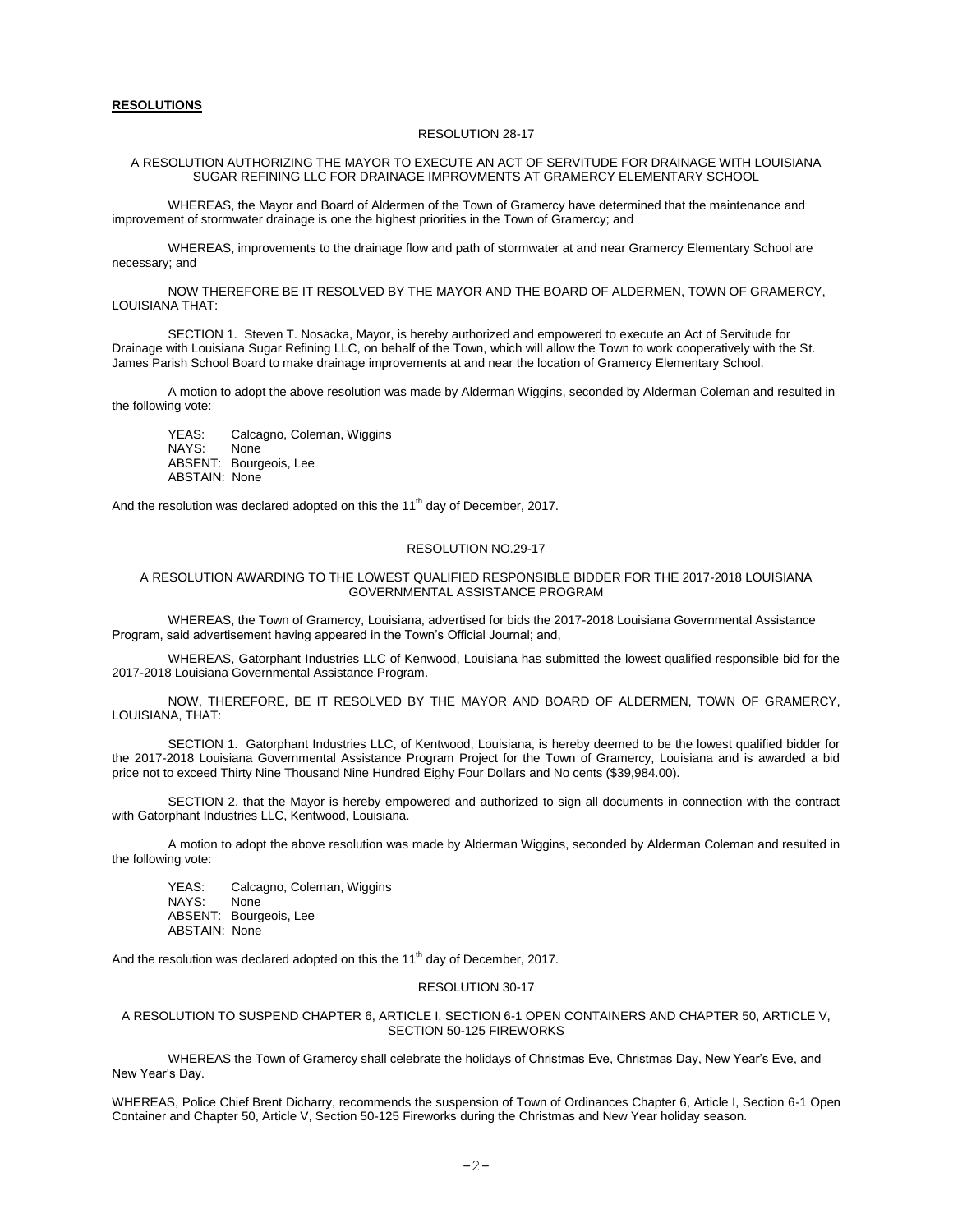**RESOLUTIONS**

RESOLUTION 28-17

A RESOLUTION AUTHORIZING THE MAYOR TO EXECUTE AN ACT OF SERVITUDE FOR DRAINAGE WITH LOUISIANA SUGAR REFINING LLC FOR DRAINAGE IMPROVMENTS AT GRAMERCY ELEMENTARY SCHOOL

WHEREAS, the Mayor and Board of Aldermen of the Town of Gramercy have determined that the maintenance and improvement of stormwater drainage is one the highest priorities in the Town of Gramercy; and

WHEREAS, improvements to the drainage flow and path of stormwater at and near Gramercy Elementary School are necessary; and

NOW THEREFORE BE IT RESOLVED BY THE MAYOR AND THE BOARD OF ALDERMEN, TOWN OF GRAMERCY, LOUISIANA THAT:

SECTION 1. Steven T. Nosacka, Mayor, is hereby authorized and empowered to execute an Act of Servitude for Drainage with Louisiana Sugar Refining LLC, on behalf of the Town, which will allow the Town to work cooperatively with the St. James Parish School Board to make drainage improvements at and near the location of Gramercy Elementary School.

A motion to adopt the above resolution was made by Alderman Wiggins, seconded by Alderman Coleman and resulted in the following vote:

YEAS: Calcagno, Coleman, Wiggins
NAYS: None
ABSENT: Bourgeois, Lee
ABSTAIN: None

And the resolution was declared adopted on this the 11th day of December, 2017.

RESOLUTION NO.29-17

A RESOLUTION AWARDING TO THE LOWEST QUALIFIED RESPONSIBLE BIDDER FOR THE 2017-2018 LOUISIANA GOVERNMENTAL ASSISTANCE PROGRAM

WHEREAS, the Town of Gramercy, Louisiana, advertised for bids the 2017-2018 Louisiana Governmental Assistance Program, said advertisement having appeared in the Town's Official Journal; and,

WHEREAS, Gatorphant Industries LLC of Kenwood, Louisiana has submitted the lowest qualified responsible bid for the 2017-2018 Louisiana Governmental Assistance Program.

NOW, THEREFORE, BE IT RESOLVED BY THE MAYOR AND BOARD OF ALDERMEN, TOWN OF GRAMERCY, LOUISIANA, THAT:

SECTION 1. Gatorphant Industries LLC, of Kentwood, Louisiana, is hereby deemed to be the lowest qualified bidder for the 2017-2018 Louisiana Governmental Assistance Program Project for the Town of Gramercy, Louisiana and is awarded a bid price not to exceed Thirty Nine Thousand Nine Hundred Eighy Four Dollars and No cents ($39,984.00).

SECTION 2. that the Mayor is hereby empowered and authorized to sign all documents in connection with the contract with Gatorphant Industries LLC, Kentwood, Louisiana.

A motion to adopt the above resolution was made by Alderman Wiggins, seconded by Alderman Coleman and resulted in the following vote:

YEAS: Calcagno, Coleman, Wiggins
NAYS: None
ABSENT: Bourgeois, Lee
ABSTAIN: None

And the resolution was declared adopted on this the 11th day of December, 2017.

RESOLUTION 30-17

A RESOLUTION TO SUSPEND CHAPTER 6, ARTICLE I, SECTION 6-1 OPEN CONTAINERS AND CHAPTER 50, ARTICLE V, SECTION 50-125 FIREWORKS

WHEREAS the Town of Gramercy shall celebrate the holidays of Christmas Eve, Christmas Day, New Year's Eve, and New Year's Day.

WHEREAS, Police Chief Brent Dicharry, recommends the suspension of Town of Ordinances Chapter 6, Article I, Section 6-1 Open Container and Chapter 50, Article V, Section 50-125 Fireworks during the Christmas and New Year holiday season.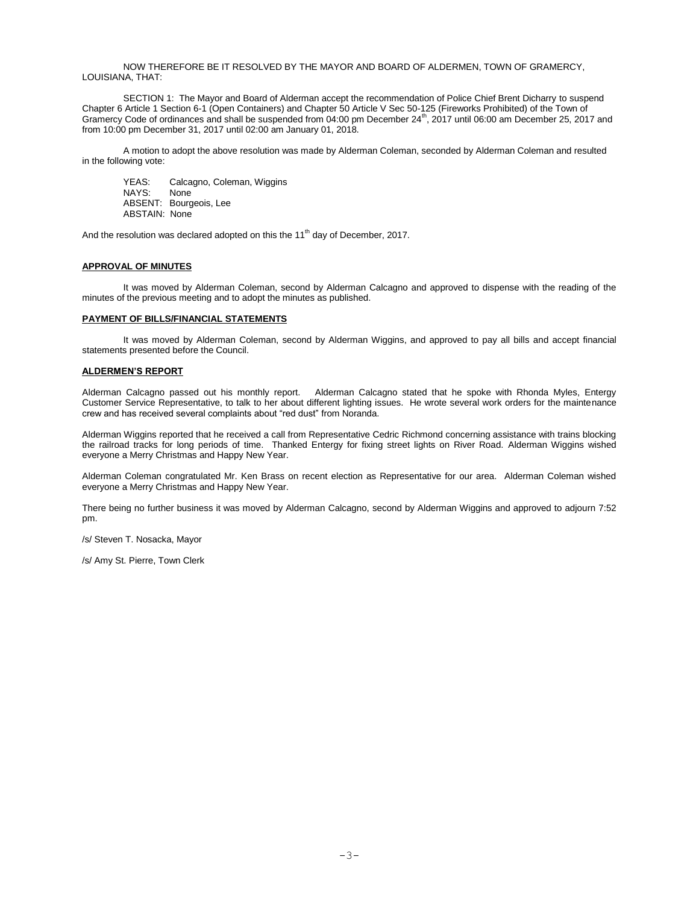NOW THEREFORE BE IT RESOLVED BY THE MAYOR AND BOARD OF ALDERMEN, TOWN OF GRAMERCY, LOUISIANA, THAT:

SECTION 1: The Mayor and Board of Alderman accept the recommendation of Police Chief Brent Dicharry to suspend Chapter 6 Article 1 Section 6-1 (Open Containers) and Chapter 50 Article V Sec 50-125 (Fireworks Prohibited) of the Town of Gramercy Code of ordinances and shall be suspended from 04:00 pm December 24th, 2017 until 06:00 am December 25, 2017 and from 10:00 pm December 31, 2017 until 02:00 am January 01, 2018.

A motion to adopt the above resolution was made by Alderman Coleman, seconded by Alderman Coleman and resulted in the following vote:

YEAS: Calcagno, Coleman, Wiggins
NAYS: None
ABSENT: Bourgeois, Lee
ABSTAIN: None

And the resolution was declared adopted on this the 11th day of December, 2017.

**APPROVAL OF MINUTES**

It was moved by Alderman Coleman, second by Alderman Calcagno and approved to dispense with the reading of the minutes of the previous meeting and to adopt the minutes as published.

**PAYMENT OF BILLS/FINANCIAL STATEMENTS**

It was moved by Alderman Coleman, second by Alderman Wiggins, and approved to pay all bills and accept financial statements presented before the Council.

**ALDERMEN'S REPORT**

Alderman Calcagno passed out his monthly report. Alderman Calcagno stated that he spoke with Rhonda Myles, Entergy Customer Service Representative, to talk to her about different lighting issues. He wrote several work orders for the maintenance crew and has received several complaints about "red dust" from Noranda.

Alderman Wiggins reported that he received a call from Representative Cedric Richmond concerning assistance with trains blocking the railroad tracks for long periods of time. Thanked Entergy for fixing street lights on River Road. Alderman Wiggins wished everyone a Merry Christmas and Happy New Year.

Alderman Coleman congratulated Mr. Ken Brass on recent election as Representative for our area. Alderman Coleman wished everyone a Merry Christmas and Happy New Year.

There being no further business it was moved by Alderman Calcagno, second by Alderman Wiggins and approved to adjourn 7:52 pm.

/s/ Steven T. Nosacka, Mayor

/s/ Amy St. Pierre, Town Clerk